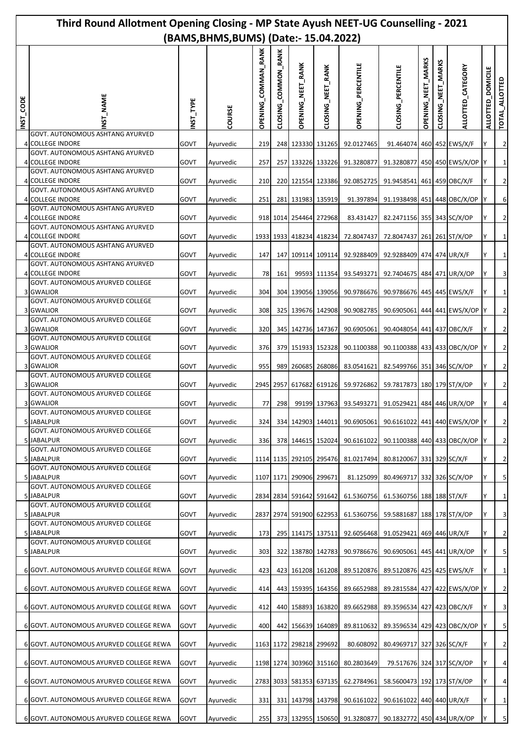# Third Round Allotment Opening Closing - MP State Ayush NEET-UG Counselling - 2021 (BAMS,BHMS,BUMS) (Date:- 15.04.2022)

| INST_CODE | INST_NAME | INST_TYPE | COURSE | OPENING_COMMAN_RANK | CLOSING_COMMON_RANK | OPENING_NEET_RANK | CLOSING_NEET_RANK | OPENING_PERCENTILE | CLOSING_PERCENTILE | OPENING_NEET_MARKS | CLOSING_NEET_MARKS | ALLOTTED_CATEGORY | ALLOTTED_DOMICILE | TOTAL_ALLOTTED |
|---|---|---|---|---|---|---|---|---|---|---|---|---|---|---|
| 4 | GOVT. AUTONOMOUS ASHTANG AYURVED COLLEGE INDORE | GOVT | Ayurvedic | 219 | 248 | 123330 | 131265 | 92.0127465 | 91.464074 | 460 | 452 | EWS/X/F | Y | 2 |
| 4 | GOVT. AUTONOMOUS ASHTANG AYURVED COLLEGE INDORE | GOVT | Ayurvedic | 257 | 257 | 133226 | 133226 | 91.3280877 | 91.3280877 | 450 | 450 | EWS/X/OP | Y | 1 |
| 4 | GOVT. AUTONOMOUS ASHTANG AYURVED COLLEGE INDORE | GOVT | Ayurvedic | 210 | 220 | 121554 | 123386 | 92.0852725 | 91.9458541 | 461 | 459 | OBC/X/F | Y | 2 |
| 4 | GOVT. AUTONOMOUS ASHTANG AYURVED COLLEGE INDORE | GOVT | Ayurvedic | 251 | 281 | 131983 | 135919 | 91.397894 | 91.1938498 | 451 | 448 | OBC/X/OP | Y | 6 |
| 4 | GOVT. AUTONOMOUS ASHTANG AYURVED COLLEGE INDORE | GOVT | Ayurvedic | 918 | 1014 | 254464 | 272968 | 83.431427 | 82.2471156 | 355 | 343 | SC/X/OP | Y | 2 |
| 4 | GOVT. AUTONOMOUS ASHTANG AYURVED COLLEGE INDORE | GOVT | Ayurvedic | 1933 | 1933 | 418234 | 418234 | 72.8047437 | 72.8047437 | 261 | 261 | ST/X/OP | Y | 1 |
| 4 | GOVT. AUTONOMOUS ASHTANG AYURVED COLLEGE INDORE | GOVT | Ayurvedic | 147 | 147 | 109114 | 109114 | 92.9288409 | 92.9288409 | 474 | 474 | UR/X/F | Y | 1 |
| 4 | GOVT. AUTONOMOUS ASHTANG AYURVED COLLEGE INDORE | GOVT | Ayurvedic | 78 | 161 | 99593 | 111354 | 93.5493271 | 92.7404675 | 484 | 471 | UR/X/OP | Y | 3 |
| 3 | GOVT. AUTONOMOUS AYURVED COLLEGE GWALIOR | GOVT | Ayurvedic | 304 | 304 | 139056 | 139056 | 90.9786676 | 90.9786676 | 445 | 445 | EWS/X/F | Y | 1 |
| 3 | GOVT. AUTONOMOUS AYURVED COLLEGE GWALIOR | GOVT | Ayurvedic | 308 | 325 | 139676 | 142908 | 90.9082785 | 90.6905061 | 444 | 441 | EWS/X/OP | Y | 2 |
| 3 | GOVT. AUTONOMOUS AYURVED COLLEGE GWALIOR | GOVT | Ayurvedic | 320 | 345 | 142736 | 147367 | 90.6905061 | 90.4048054 | 441 | 437 | OBC/X/F | Y | 2 |
| 3 | GOVT. AUTONOMOUS AYURVED COLLEGE GWALIOR | GOVT | Ayurvedic | 376 | 379 | 151933 | 152328 | 90.1100388 | 90.1100388 | 433 | 433 | OBC/X/OP | Y | 2 |
| 3 | GOVT. AUTONOMOUS AYURVED COLLEGE GWALIOR | GOVT | Ayurvedic | 955 | 989 | 260685 | 268086 | 83.0541621 | 82.5499766 | 351 | 346 | SC/X/OP | Y | 2 |
| 3 | GOVT. AUTONOMOUS AYURVED COLLEGE GWALIOR | GOVT | Ayurvedic | 2945 | 2957 | 617682 | 619126 | 59.9726862 | 59.7817873 | 180 | 179 | ST/X/OP | Y | 2 |
| 3 | GOVT. AUTONOMOUS AYURVED COLLEGE GWALIOR | GOVT | Ayurvedic | 77 | 298 | 99199 | 137963 | 93.5493271 | 91.0529421 | 484 | 446 | UR/X/OP | Y | 4 |
| 5 | GOVT. AUTONOMOUS AYURVED COLLEGE JABALPUR | GOVT | Ayurvedic | 324 | 334 | 142903 | 144011 | 90.6905061 | 90.6161022 | 441 | 440 | EWS/X/OP | Y | 2 |
| 5 | GOVT. AUTONOMOUS AYURVED COLLEGE JABALPUR | GOVT | Ayurvedic | 336 | 378 | 144615 | 152024 | 90.6161022 | 90.1100388 | 440 | 433 | OBC/X/OP | Y | 2 |
| 5 | GOVT. AUTONOMOUS AYURVED COLLEGE JABALPUR | GOVT | Ayurvedic | 1114 | 1135 | 292105 | 295476 | 81.0217494 | 80.8120067 | 331 | 329 | SC/X/F | Y | 2 |
| 5 | GOVT. AUTONOMOUS AYURVED COLLEGE JABALPUR | GOVT | Ayurvedic | 1107 | 1171 | 290906 | 299671 | 81.125099 | 80.4969717 | 332 | 326 | SC/X/OP | Y | 5 |
| 5 | GOVT. AUTONOMOUS AYURVED COLLEGE JABALPUR | GOVT | Ayurvedic | 2834 | 2834 | 591642 | 591642 | 61.5360756 | 61.5360756 | 188 | 188 | ST/X/F | Y | 1 |
| 5 | GOVT. AUTONOMOUS AYURVED COLLEGE JABALPUR | GOVT | Ayurvedic | 2837 | 2974 | 591900 | 622953 | 61.5360756 | 59.5881687 | 188 | 178 | ST/X/OP | Y | 3 |
| 5 | GOVT. AUTONOMOUS AYURVED COLLEGE JABALPUR | GOVT | Ayurvedic | 173 | 295 | 114175 | 137511 | 92.6056468 | 91.0529421 | 469 | 446 | UR/X/F | Y | 2 |
| 5 | GOVT. AUTONOMOUS AYURVED COLLEGE JABALPUR | GOVT | Ayurvedic | 303 | 322 | 138780 | 142783 | 90.9786676 | 90.6905061 | 445 | 441 | UR/X/OP | Y | 5 |
| 6 | GOVT. AUTONOMOUS AYURVED COLLEGE REWA | GOVT | Ayurvedic | 423 | 423 | 161208 | 161208 | 89.5120876 | 89.5120876 | 425 | 425 | EWS/X/F | Y | 1 |
| 6 | GOVT. AUTONOMOUS AYURVED COLLEGE REWA | GOVT | Ayurvedic | 414 | 443 | 159395 | 164356 | 89.6652988 | 89.2815584 | 427 | 422 | EWS/X/OP | Y | 2 |
| 6 | GOVT. AUTONOMOUS AYURVED COLLEGE REWA | GOVT | Ayurvedic | 412 | 440 | 158893 | 163820 | 89.6652988 | 89.3596534 | 427 | 423 | OBC/X/F | Y | 3 |
| 6 | GOVT. AUTONOMOUS AYURVED COLLEGE REWA | GOVT | Ayurvedic | 400 | 442 | 156639 | 164089 | 89.8110632 | 89.3596534 | 429 | 423 | OBC/X/OP | Y | 5 |
| 6 | GOVT. AUTONOMOUS AYURVED COLLEGE REWA | GOVT | Ayurvedic | 1163 | 1172 | 298218 | 299692 | 80.608092 | 80.4969717 | 327 | 326 | SC/X/F | Y | 2 |
| 6 | GOVT. AUTONOMOUS AYURVED COLLEGE REWA | GOVT | Ayurvedic | 1198 | 1274 | 303960 | 315160 | 80.2803649 | 79.517676 | 324 | 317 | SC/X/OP | Y | 4 |
| 6 | GOVT. AUTONOMOUS AYURVED COLLEGE REWA | GOVT | Ayurvedic | 2783 | 3033 | 581353 | 637135 | 62.2784961 | 58.5600473 | 192 | 173 | ST/X/OP | Y | 4 |
| 6 | GOVT. AUTONOMOUS AYURVED COLLEGE REWA | GOVT | Ayurvedic | 331 | 331 | 143798 | 143798 | 90.6161022 | 90.6161022 | 440 | 440 | UR/X/F | Y | 1 |
| 6 | GOVT. AUTONOMOUS AYURVED COLLEGE REWA | GOVT | Ayurvedic | 255 | 373 | 132955 | 150650 | 91.3280877 | 90.1832772 | 450 | 434 | UR/X/OP | Y | 5 |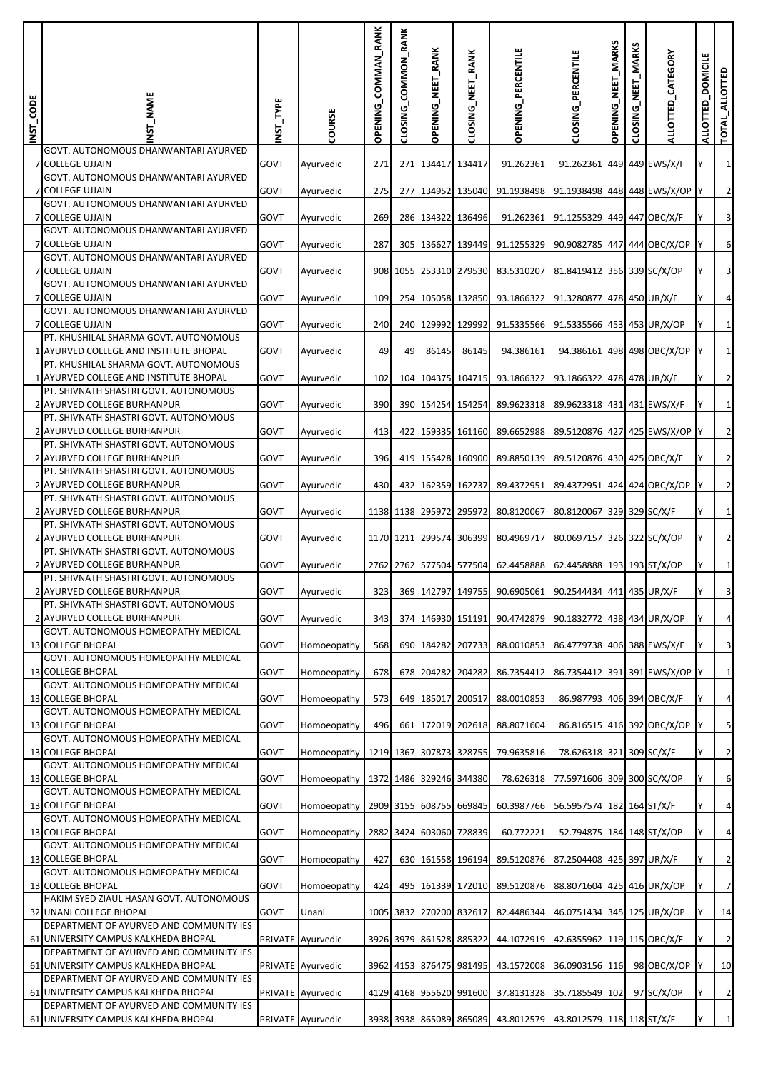| INST_CODE | INST_NAME | INST_TYPE | COURSE | OPENING_COMMAN_RANK | CLOSING_COMMON_RANK | OPENING_NEET_RANK | CLOSING_NEET_RANK | OPENING_PERCENTILE | CLOSING_PERCENTILE | OPENING_NEET_MARKS | CLOSING_NEET_MARKS | ALLOTTED_CATEGORY | ALLOTTED_DOMICILE | TOTAL_ALLOTTED |
|---|---|---|---|---|---|---|---|---|---|---|---|---|---|---|
| 7 | GOVT. AUTONOMOUS DHANWANTARI AYURVED COLLEGE UJJAIN | GOVT | Ayurvedic | 271 | 271 | 134417 | 134417 | 91.262361 | 91.262361 | 449 | 449 | EWS/X/F | Y | 1 |
| 7 | GOVT. AUTONOMOUS DHANWANTARI AYURVED COLLEGE UJJAIN | GOVT | Ayurvedic | 275 | 277 | 134952 | 135040 | 91.1938498 | 91.1938498 | 448 | 448 | EWS/X/OP | Y | 2 |
| 7 | GOVT. AUTONOMOUS DHANWANTARI AYURVED COLLEGE UJJAIN | GOVT | Ayurvedic | 269 | 286 | 134322 | 136496 | 91.262361 | 91.1255329 | 449 | 447 | OBC/X/F | Y | 3 |
| 7 | GOVT. AUTONOMOUS DHANWANTARI AYURVED COLLEGE UJJAIN | GOVT | Ayurvedic | 287 | 305 | 136627 | 139449 | 91.1255329 | 90.9082785 | 447 | 444 | OBC/X/OP | Y | 6 |
| 7 | GOVT. AUTONOMOUS DHANWANTARI AYURVED COLLEGE UJJAIN | GOVT | Ayurvedic | 908 | 1055 | 253310 | 279530 | 83.5310207 | 81.8419412 | 356 | 339 | SC/X/OP | Y | 3 |
| 7 | GOVT. AUTONOMOUS DHANWANTARI AYURVED COLLEGE UJJAIN | GOVT | Ayurvedic | 109 | 254 | 105058 | 132850 | 93.1866322 | 91.3280877 | 478 | 450 | UR/X/F | Y | 4 |
| 7 | GOVT. AUTONOMOUS DHANWANTARI AYURVED COLLEGE UJJAIN | GOVT | Ayurvedic | 240 | 240 | 129992 | 129992 | 91.5335566 | 91.5335566 | 453 | 453 | UR/X/OP | Y | 1 |
| 1 | PT. KHUSHILAL SHARMA GOVT. AUTONOMOUS AYURVED COLLEGE AND INSTITUTE BHOPAL | GOVT | Ayurvedic | 49 | 49 | 86145 | 86145 | 94.386161 | 94.386161 | 498 | 498 | OBC/X/OP | Y | 1 |
| 1 | PT. KHUSHILAL SHARMA GOVT. AUTONOMOUS AYURVED COLLEGE AND INSTITUTE BHOPAL | GOVT | Ayurvedic | 102 | 104 | 104375 | 104715 | 93.1866322 | 93.1866322 | 478 | 478 | UR/X/F | Y | 2 |
| 2 | PT. SHIVNATH SHASTRI GOVT. AUTONOMOUS AYURVED COLLEGE BURHANPUR | GOVT | Ayurvedic | 390 | 390 | 154254 | 154254 | 89.9623318 | 89.9623318 | 431 | 431 | EWS/X/F | Y | 1 |
| 2 | PT. SHIVNATH SHASTRI GOVT. AUTONOMOUS AYURVED COLLEGE BURHANPUR | GOVT | Ayurvedic | 413 | 422 | 159335 | 161160 | 89.6652988 | 89.5120876 | 427 | 425 | EWS/X/OP | Y | 2 |
| 2 | PT. SHIVNATH SHASTRI GOVT. AUTONOMOUS AYURVED COLLEGE BURHANPUR | GOVT | Ayurvedic | 396 | 419 | 155428 | 160900 | 89.8850139 | 89.5120876 | 430 | 425 | OBC/X/F | Y | 2 |
| 2 | PT. SHIVNATH SHASTRI GOVT. AUTONOMOUS AYURVED COLLEGE BURHANPUR | GOVT | Ayurvedic | 430 | 432 | 162359 | 162737 | 89.4372951 | 89.4372951 | 424 | 424 | OBC/X/OP | Y | 2 |
| 2 | PT. SHIVNATH SHASTRI GOVT. AUTONOMOUS AYURVED COLLEGE BURHANPUR | GOVT | Ayurvedic | 1138 | 1138 | 295972 | 295972 | 80.8120067 | 80.8120067 | 329 | 329 | SC/X/F | Y | 1 |
| 2 | PT. SHIVNATH SHASTRI GOVT. AUTONOMOUS AYURVED COLLEGE BURHANPUR | GOVT | Ayurvedic | 1170 | 1211 | 299574 | 306399 | 80.4969717 | 80.0697157 | 326 | 322 | SC/X/OP | Y | 2 |
| 2 | PT. SHIVNATH SHASTRI GOVT. AUTONOMOUS AYURVED COLLEGE BURHANPUR | GOVT | Ayurvedic | 2762 | 2762 | 577504 | 577504 | 62.4458888 | 62.4458888 | 193 | 193 | ST/X/OP | Y | 1 |
| 2 | PT. SHIVNATH SHASTRI GOVT. AUTONOMOUS AYURVED COLLEGE BURHANPUR | GOVT | Ayurvedic | 323 | 369 | 142797 | 149755 | 90.6905061 | 90.2544434 | 441 | 435 | UR/X/F | Y | 3 |
| 2 | PT. SHIVNATH SHASTRI GOVT. AUTONOMOUS AYURVED COLLEGE BURHANPUR | GOVT | Ayurvedic | 343 | 374 | 146930 | 151191 | 90.4742879 | 90.1832772 | 438 | 434 | UR/X/OP | Y | 4 |
| 13 | GOVT. AUTONOMOUS HOMEOPATHY MEDICAL COLLEGE BHOPAL | GOVT | Homoeopathy | 568 | 690 | 184282 | 207733 | 88.0010853 | 86.4779738 | 406 | 388 | EWS/X/F | Y | 3 |
| 13 | GOVT. AUTONOMOUS HOMEOPATHY MEDICAL COLLEGE BHOPAL | GOVT | Homoeopathy | 678 | 678 | 204282 | 204282 | 86.7354412 | 86.7354412 | 391 | 391 | EWS/X/OP | Y | 1 |
| 13 | GOVT. AUTONOMOUS HOMEOPATHY MEDICAL COLLEGE BHOPAL | GOVT | Homoeopathy | 573 | 649 | 185017 | 200517 | 88.0010853 | 86.987793 | 406 | 394 | OBC/X/F | Y | 4 |
| 13 | GOVT. AUTONOMOUS HOMEOPATHY MEDICAL COLLEGE BHOPAL | GOVT | Homoeopathy | 496 | 661 | 172019 | 202618 | 88.8071604 | 86.816515 | 416 | 392 | OBC/X/OP | Y | 5 |
| 13 | GOVT. AUTONOMOUS HOMEOPATHY MEDICAL COLLEGE BHOPAL | GOVT | Homoeopathy | 1219 | 1367 | 307873 | 328755 | 79.9635816 | 78.626318 | 321 | 309 | SC/X/F | Y | 2 |
| 13 | GOVT. AUTONOMOUS HOMEOPATHY MEDICAL COLLEGE BHOPAL | GOVT | Homoeopathy | 1372 | 1486 | 329246 | 344380 | 78.626318 | 77.5971606 | 309 | 300 | SC/X/OP | Y | 6 |
| 13 | GOVT. AUTONOMOUS HOMEOPATHY MEDICAL COLLEGE BHOPAL | GOVT | Homoeopathy | 2909 | 3155 | 608755 | 669845 | 60.3987766 | 56.5957574 | 182 | 164 | ST/X/F | Y | 4 |
| 13 | GOVT. AUTONOMOUS HOMEOPATHY MEDICAL COLLEGE BHOPAL | GOVT | Homoeopathy | 2882 | 3424 | 603060 | 728839 | 60.772221 | 52.794875 | 184 | 148 | ST/X/OP | Y | 4 |
| 13 | GOVT. AUTONOMOUS HOMEOPATHY MEDICAL COLLEGE BHOPAL | GOVT | Homoeopathy | 427 | 630 | 161558 | 196194 | 89.5120876 | 87.2504408 | 425 | 397 | UR/X/F | Y | 2 |
| 13 | GOVT. AUTONOMOUS HOMEOPATHY MEDICAL COLLEGE BHOPAL | GOVT | Homoeopathy | 424 | 495 | 161339 | 172010 | 89.5120876 | 88.8071604 | 425 | 416 | UR/X/OP | Y | 7 |
| 32 | HAKIM SYED ZIAUL HASAN GOVT. AUTONOMOUS UNANI COLLEGE BHOPAL | GOVT | Unani | 1005 | 3832 | 270200 | 832617 | 82.4486344 | 46.0751434 | 345 | 125 | UR/X/OP | Y | 14 |
| 61 | DEPARTMENT OF AYURVED AND COMMUNITY IES UNIVERSITY CAMPUS KALKHEDA BHOPAL | PRIVATE | Ayurvedic | 3926 | 3979 | 861528 | 885322 | 44.1072919 | 42.6355962 | 119 | 115 | OBC/X/F | Y | 2 |
| 61 | DEPARTMENT OF AYURVED AND COMMUNITY IES UNIVERSITY CAMPUS KALKHEDA BHOPAL | PRIVATE | Ayurvedic | 3962 | 4153 | 876475 | 981495 | 43.1572008 | 36.0903156 | 116 | 98 | OBC/X/OP | Y | 10 |
| 61 | DEPARTMENT OF AYURVED AND COMMUNITY IES UNIVERSITY CAMPUS KALKHEDA BHOPAL | PRIVATE | Ayurvedic | 4129 | 4168 | 955620 | 991600 | 37.8131328 | 35.7185549 | 102 | 97 | SC/X/OP | Y | 2 |
| 61 | DEPARTMENT OF AYURVED AND COMMUNITY IES UNIVERSITY CAMPUS KALKHEDA BHOPAL | PRIVATE | Ayurvedic | 3938 | 3938 | 865089 | 865089 | 43.8012579 | 43.8012579 | 118 | 118 | ST/X/F | Y | 1 |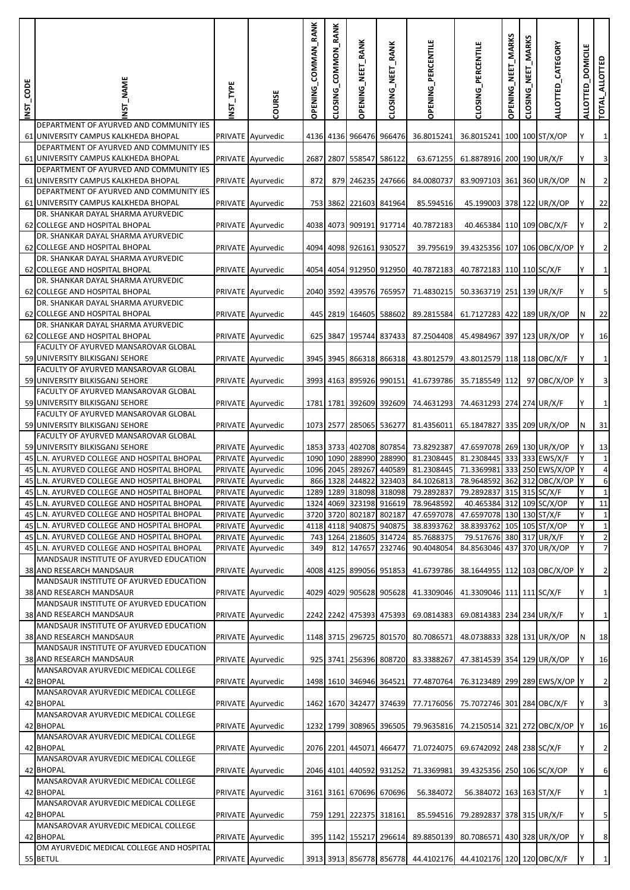| INST_CODE | INST_NAME | INST_TYPE | COURSE | OPENING_COMMAN_RANK | CLOSING_COMMON_RANK | OPENING_NEET_RANK | CLOSING_NEET_RANK | OPENING_PERCENTILE | CLOSING_PERCENTILE | OPENING_NEET_MARKS | CLOSING_NEET_MARKS | ALLOTTED_CATEGORY | ALLOTTED_DOMICILE | TOTAL_ALLOTTED |
|---|---|---|---|---|---|---|---|---|---|---|---|---|---|---|
| 61 | DEPARTMENT OF AYURVED AND COMMUNITY IES UNIVERSITY CAMPUS KALKHEDA BHOPAL | PRIVATE | Ayurvedic | 4136 | 4136 | 966476 | 966476 | 36.8015241 | 36.8015241 | 100 | 100 | ST/X/OP | Y | 1 |
| 61 | DEPARTMENT OF AYURVED AND COMMUNITY IES UNIVERSITY CAMPUS KALKHEDA BHOPAL | PRIVATE | Ayurvedic | 2687 | 2807 | 558547 | 586122 | 63.671255 | 61.8878916 | 200 | 190 | UR/X/F | Y | 3 |
| 61 | DEPARTMENT OF AYURVED AND COMMUNITY IES UNIVERSITY CAMPUS KALKHEDA BHOPAL | PRIVATE | Ayurvedic | 872 | 879 | 246235 | 247666 | 84.0080737 | 83.9097103 | 361 | 360 | UR/X/OP | N | 2 |
| 61 | DEPARTMENT OF AYURVED AND COMMUNITY IES UNIVERSITY CAMPUS KALKHEDA BHOPAL | PRIVATE | Ayurvedic | 753 | 3862 | 221603 | 841964 | 85.594516 | 45.199003 | 378 | 122 | UR/X/OP | Y | 22 |
| 62 | DR. SHANKAR DAYAL SHARMA AYURVEDIC COLLEGE AND HOSPITAL BHOPAL | PRIVATE | Ayurvedic | 4038 | 4073 | 909191 | 917714 | 40.7872183 | 40.465384 | 110 | 109 | OBC/X/F | Y | 2 |
| 62 | DR. SHANKAR DAYAL SHARMA AYURVEDIC COLLEGE AND HOSPITAL BHOPAL | PRIVATE | Ayurvedic | 4094 | 4098 | 926161 | 930527 | 39.795619 | 39.4325356 | 107 | 106 | OBC/X/OP | Y | 2 |
| 62 | DR. SHANKAR DAYAL SHARMA AYURVEDIC COLLEGE AND HOSPITAL BHOPAL | PRIVATE | Ayurvedic | 4054 | 4054 | 912950 | 912950 | 40.7872183 | 40.7872183 | 110 | 110 | SC/X/F | Y | 1 |
| 62 | DR. SHANKAR DAYAL SHARMA AYURVEDIC COLLEGE AND HOSPITAL BHOPAL | PRIVATE | Ayurvedic | 2040 | 3592 | 439576 | 765957 | 71.4830215 | 50.3363719 | 251 | 139 | UR/X/F | Y | 5 |
| 62 | DR. SHANKAR DAYAL SHARMA AYURVEDIC COLLEGE AND HOSPITAL BHOPAL | PRIVATE | Ayurvedic | 445 | 2819 | 164605 | 588602 | 89.2815584 | 61.7127283 | 422 | 189 | UR/X/OP | N | 22 |
| 62 | DR. SHANKAR DAYAL SHARMA AYURVEDIC COLLEGE AND HOSPITAL BHOPAL | PRIVATE | Ayurvedic | 625 | 3847 | 195744 | 837433 | 87.2504408 | 45.4984967 | 397 | 123 | UR/X/OP | Y | 16 |
| 59 | FACULTY OF AYURVED MANSAROVAR GLOBAL UNIVERSITY BILKISGANJ SEHORE | PRIVATE | Ayurvedic | 3945 | 3945 | 866318 | 866318 | 43.8012579 | 43.8012579 | 118 | 118 | OBC/X/F | Y | 1 |
| 59 | FACULTY OF AYURVED MANSAROVAR GLOBAL UNIVERSITY BILKISGANJ SEHORE | PRIVATE | Ayurvedic | 3993 | 4163 | 895926 | 990151 | 41.6739786 | 35.7185549 | 112 | 97 | OBC/X/OP | Y | 3 |
| 59 | FACULTY OF AYURVED MANSAROVAR GLOBAL UNIVERSITY BILKISGANJ SEHORE | PRIVATE | Ayurvedic | 1781 | 1781 | 392609 | 392609 | 74.4631293 | 74.4631293 | 274 | 274 | UR/X/F | Y | 1 |
| 59 | FACULTY OF AYURVED MANSAROVAR GLOBAL UNIVERSITY BILKISGANJ SEHORE | PRIVATE | Ayurvedic | 1073 | 2577 | 285065 | 536277 | 81.4356011 | 65.1847827 | 335 | 209 | UR/X/OP | N | 31 |
| 59 | FACULTY OF AYURVED MANSAROVAR GLOBAL UNIVERSITY BILKISGANJ SEHORE | PRIVATE | Ayurvedic | 1853 | 3733 | 402708 | 807854 | 73.8292387 | 47.6597078 | 269 | 130 | UR/X/OP | Y | 13 |
| 45 | L.N. AYURVED COLLEGE AND HOSPITAL BHOPAL | PRIVATE | Ayurvedic | 1090 | 1090 | 288990 | 288990 | 81.2308445 | 81.2308445 | 333 | 333 | EWS/X/F | Y | 1 |
| 45 | L.N. AYURVED COLLEGE AND HOSPITAL BHOPAL | PRIVATE | Ayurvedic | 1096 | 2045 | 289267 | 440589 | 81.2308445 | 71.3369981 | 333 | 250 | EWS/X/OP | Y | 4 |
| 45 | L.N. AYURVED COLLEGE AND HOSPITAL BHOPAL | PRIVATE | Ayurvedic | 866 | 1328 | 244822 | 323403 | 84.1026813 | 78.9648592 | 362 | 312 | OBC/X/OP | Y | 6 |
| 45 | L.N. AYURVED COLLEGE AND HOSPITAL BHOPAL | PRIVATE | Ayurvedic | 1289 | 1289 | 318098 | 318098 | 79.2892837 | 79.2892837 | 315 | 315 | SC/X/F | Y | 1 |
| 45 | L.N. AYURVED COLLEGE AND HOSPITAL BHOPAL | PRIVATE | Ayurvedic | 1324 | 4069 | 323198 | 916619 | 78.9648592 | 40.465384 | 312 | 109 | SC/X/OP | Y | 11 |
| 45 | L.N. AYURVED COLLEGE AND HOSPITAL BHOPAL | PRIVATE | Ayurvedic | 3720 | 3720 | 802187 | 802187 | 47.6597078 | 47.6597078 | 130 | 130 | ST/X/F | Y | 1 |
| 45 | L.N. AYURVED COLLEGE AND HOSPITAL BHOPAL | PRIVATE | Ayurvedic | 4118 | 4118 | 940875 | 940875 | 38.8393762 | 38.8393762 | 105 | 105 | ST/X/OP | Y | 1 |
| 45 | L.N. AYURVED COLLEGE AND HOSPITAL BHOPAL | PRIVATE | Ayurvedic | 743 | 1264 | 218605 | 314724 | 85.7688375 | 79.517676 | 380 | 317 | UR/X/F | Y | 2 |
| 45 | L.N. AYURVED COLLEGE AND HOSPITAL BHOPAL | PRIVATE | Ayurvedic | 349 | 812 | 147657 | 232746 | 90.4048054 | 84.8563046 | 437 | 370 | UR/X/OP | Y | 7 |
| 38 | MANDSAUR INSTITUTE OF AYURVED EDUCATION AND RESEARCH MANDSAUR | PRIVATE | Ayurvedic | 4008 | 4125 | 899056 | 951853 | 41.6739786 | 38.1644955 | 112 | 103 | OBC/X/OP | Y | 2 |
| 38 | MANDSAUR INSTITUTE OF AYURVED EDUCATION AND RESEARCH MANDSAUR | PRIVATE | Ayurvedic | 4029 | 4029 | 905628 | 905628 | 41.3309046 | 41.3309046 | 111 | 111 | SC/X/F | Y | 1 |
| 38 | MANDSAUR INSTITUTE OF AYURVED EDUCATION AND RESEARCH MANDSAUR | PRIVATE | Ayurvedic | 2242 | 2242 | 475393 | 475393 | 69.0814383 | 69.0814383 | 234 | 234 | UR/X/F | Y | 1 |
| 38 | MANDSAUR INSTITUTE OF AYURVED EDUCATION AND RESEARCH MANDSAUR | PRIVATE | Ayurvedic | 1148 | 3715 | 296725 | 801570 | 80.7086571 | 48.0738833 | 328 | 131 | UR/X/OP | N | 18 |
| 38 | MANDSAUR INSTITUTE OF AYURVED EDUCATION AND RESEARCH MANDSAUR | PRIVATE | Ayurvedic | 925 | 3741 | 256396 | 808720 | 83.3388267 | 47.3814539 | 354 | 129 | UR/X/OP | Y | 16 |
| 42 | MANSAROVAR AYURVEDIC MEDICAL COLLEGE BHOPAL | PRIVATE | Ayurvedic | 1498 | 1610 | 346946 | 364521 | 77.4870764 | 76.3123489 | 299 | 289 | EWS/X/OP | Y | 2 |
| 42 | MANSAROVAR AYURVEDIC MEDICAL COLLEGE BHOPAL | PRIVATE | Ayurvedic | 1462 | 1670 | 342477 | 374639 | 77.7176056 | 75.7072746 | 301 | 284 | OBC/X/F | Y | 3 |
| 42 | MANSAROVAR AYURVEDIC MEDICAL COLLEGE BHOPAL | PRIVATE | Ayurvedic | 1232 | 1799 | 308965 | 396505 | 79.9635816 | 74.2150514 | 321 | 272 | OBC/X/OP | Y | 16 |
| 42 | MANSAROVAR AYURVEDIC MEDICAL COLLEGE BHOPAL | PRIVATE | Ayurvedic | 2076 | 2201 | 445071 | 466477 | 71.0724075 | 69.6742092 | 248 | 238 | SC/X/F | Y | 2 |
| 42 | MANSAROVAR AYURVEDIC MEDICAL COLLEGE BHOPAL | PRIVATE | Ayurvedic | 2046 | 4101 | 440592 | 931252 | 71.3369981 | 39.4325356 | 250 | 106 | SC/X/OP | Y | 6 |
| 42 | MANSAROVAR AYURVEDIC MEDICAL COLLEGE BHOPAL | PRIVATE | Ayurvedic | 3161 | 3161 | 670696 | 670696 | 56.384072 | 56.384072 | 163 | 163 | ST/X/F | Y | 1 |
| 42 | MANSAROVAR AYURVEDIC MEDICAL COLLEGE BHOPAL | PRIVATE | Ayurvedic | 759 | 1291 | 222375 | 318161 | 85.594516 | 79.2892837 | 378 | 315 | UR/X/F | Y | 5 |
| 42 | MANSAROVAR AYURVEDIC MEDICAL COLLEGE BHOPAL | PRIVATE | Ayurvedic | 395 | 1142 | 155217 | 296614 | 89.8850139 | 80.7086571 | 430 | 328 | UR/X/OP | Y | 8 |
| 55 | OM AYURVEDIC MEDICAL COLLEGE AND HOSPITAL BETUL | PRIVATE | Ayurvedic | 3913 | 3913 | 856778 | 856778 | 44.4102176 | 44.4102176 | 120 | 120 | OBC/X/F | Y | 1 |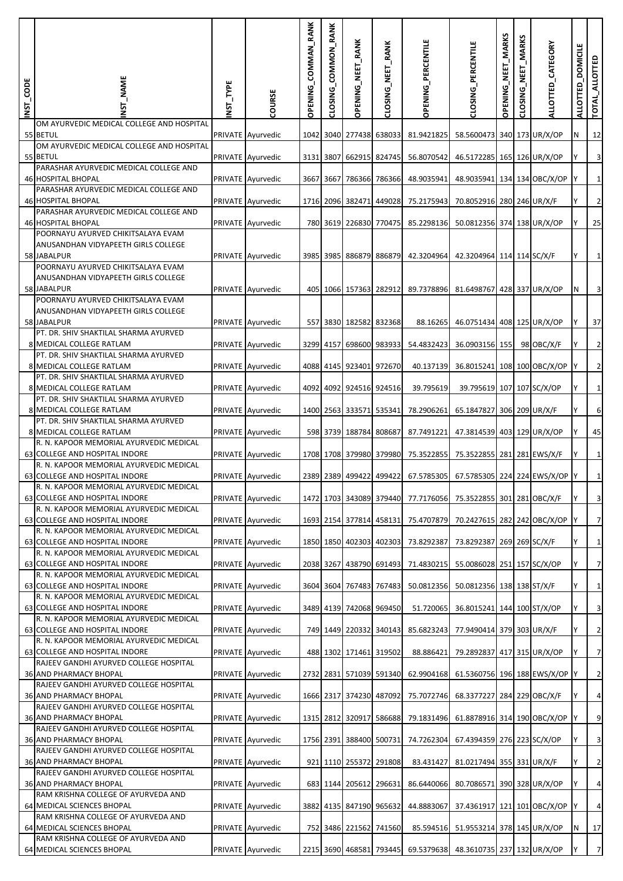| INST_CODE | INST_NAME | INST_TYPE | COURSE | OPENING_COMMAN_RANK | CLOSING_COMMON_RANK | OPENING_NEET_RANK | CLOSING_NEET_RANK | OPENING_PERCENTILE | CLOSING_PERCENTILE | OPENING_NEET_MARKS | CLOSING_NEET_MARKS | ALLOTTED_CATEGORY | ALLOTTED_DOMICILE | TOTAL_ALLOTTED |
|---|---|---|---|---|---|---|---|---|---|---|---|---|---|---|
| 55 | OM AYURVEDIC MEDICAL COLLEGE AND HOSPITAL BETUL | PRIVATE | Ayurvedic | 1042 | 3040 | 277438 | 638033 | 81.9421825 | 58.5600473 | 340 | 173 | UR/X/OP | N | 12 |
| 55 | OM AYURVEDIC MEDICAL COLLEGE AND HOSPITAL BETUL | PRIVATE | Ayurvedic | 3131 | 3807 | 662915 | 824745 | 56.8070542 | 46.5172285 | 165 | 126 | UR/X/OP | Y | 3 |
| 46 | PARASHAR AYURVEDIC MEDICAL COLLEGE AND HOSPITAL BHOPAL | PRIVATE | Ayurvedic | 3667 | 3667 | 786366 | 786366 | 48.9035941 | 48.9035941 | 134 | 134 | OBC/X/OP | Y | 1 |
| 46 | PARASHAR AYURVEDIC MEDICAL COLLEGE AND HOSPITAL BHOPAL | PRIVATE | Ayurvedic | 1716 | 2096 | 382471 | 449028 | 75.2175943 | 70.8052916 | 280 | 246 | UR/X/F | Y | 2 |
| 46 | PARASHAR AYURVEDIC MEDICAL COLLEGE AND HOSPITAL BHOPAL | PRIVATE | Ayurvedic | 780 | 3619 | 226830 | 770475 | 85.2298136 | 50.0812356 | 374 | 138 | UR/X/OP | Y | 25 |
| 58 | POORNAYU AYURVED CHIKITSALAYA EVAM ANUSANDHAN VIDYAPEETH GIRLS COLLEGE JABALPUR | PRIVATE | Ayurvedic | 3985 | 3985 | 886879 | 886879 | 42.3204964 | 42.3204964 | 114 | 114 | SC/X/F | Y | 1 |
| 58 | POORNAYU AYURVED CHIKITSALAYA EVAM ANUSANDHAN VIDYAPEETH GIRLS COLLEGE JABALPUR | PRIVATE | Ayurvedic | 405 | 1066 | 157363 | 282912 | 89.7378896 | 81.6498767 | 428 | 337 | UR/X/OP | N | 3 |
| 58 | POORNAYU AYURVED CHIKITSALAYA EVAM ANUSANDHAN VIDYAPEETH GIRLS COLLEGE JABALPUR | PRIVATE | Ayurvedic | 557 | 3830 | 182582 | 832368 | 88.16265 | 46.0751434 | 408 | 125 | UR/X/OP | Y | 37 |
| 8 | PT. DR. SHIV SHAKTILAL SHARMA AYURVED MEDICAL COLLEGE RATLAM | PRIVATE | Ayurvedic | 3299 | 4157 | 698600 | 983933 | 54.4832423 | 36.0903156 | 155 | 98 | OBC/X/F | Y | 2 |
| 8 | PT. DR. SHIV SHAKTILAL SHARMA AYURVED MEDICAL COLLEGE RATLAM | PRIVATE | Ayurvedic | 4088 | 4145 | 923401 | 972670 | 40.137139 | 36.8015241 | 108 | 100 | OBC/X/OP | Y | 2 |
| 8 | PT. DR. SHIV SHAKTILAL SHARMA AYURVED MEDICAL COLLEGE RATLAM | PRIVATE | Ayurvedic | 4092 | 4092 | 924516 | 924516 | 39.795619 | 39.795619 | 107 | 107 | SC/X/OP | Y | 1 |
| 8 | PT. DR. SHIV SHAKTILAL SHARMA AYURVED MEDICAL COLLEGE RATLAM | PRIVATE | Ayurvedic | 1400 | 2563 | 333571 | 535341 | 78.2906261 | 65.1847827 | 306 | 209 | UR/X/F | Y | 6 |
| 8 | PT. DR. SHIV SHAKTILAL SHARMA AYURVED MEDICAL COLLEGE RATLAM | PRIVATE | Ayurvedic | 598 | 3739 | 188784 | 808687 | 87.7491221 | 47.3814539 | 403 | 129 | UR/X/OP | Y | 45 |
| 63 | R. N. KAPOOR MEMORIAL AYURVEDIC MEDICAL COLLEGE AND HOSPITAL INDORE | PRIVATE | Ayurvedic | 1708 | 1708 | 379980 | 379980 | 75.3522855 | 75.3522855 | 281 | 281 | EWS/X/F | Y | 1 |
| 63 | R. N. KAPOOR MEMORIAL AYURVEDIC MEDICAL COLLEGE AND HOSPITAL INDORE | PRIVATE | Ayurvedic | 2389 | 2389 | 499422 | 499422 | 67.5785305 | 67.5785305 | 224 | 224 | EWS/X/OP | Y | 1 |
| 63 | R. N. KAPOOR MEMORIAL AYURVEDIC MEDICAL COLLEGE AND HOSPITAL INDORE | PRIVATE | Ayurvedic | 1472 | 1703 | 343089 | 379440 | 77.7176056 | 75.3522855 | 301 | 281 | OBC/X/F | Y | 3 |
| 63 | R. N. KAPOOR MEMORIAL AYURVEDIC MEDICAL COLLEGE AND HOSPITAL INDORE | PRIVATE | Ayurvedic | 1693 | 2154 | 377814 | 458131 | 75.4707879 | 70.2427615 | 282 | 242 | OBC/X/OP | Y | 7 |
| 63 | R. N. KAPOOR MEMORIAL AYURVEDIC MEDICAL COLLEGE AND HOSPITAL INDORE | PRIVATE | Ayurvedic | 1850 | 1850 | 402303 | 402303 | 73.8292387 | 73.8292387 | 269 | 269 | SC/X/F | Y | 1 |
| 63 | R. N. KAPOOR MEMORIAL AYURVEDIC MEDICAL COLLEGE AND HOSPITAL INDORE | PRIVATE | Ayurvedic | 2038 | 3267 | 438790 | 691493 | 71.4830215 | 55.0086028 | 251 | 157 | SC/X/OP | Y | 7 |
| 63 | R. N. KAPOOR MEMORIAL AYURVEDIC MEDICAL COLLEGE AND HOSPITAL INDORE | PRIVATE | Ayurvedic | 3604 | 3604 | 767483 | 767483 | 50.0812356 | 50.0812356 | 138 | 138 | ST/X/F | Y | 1 |
| 63 | R. N. KAPOOR MEMORIAL AYURVEDIC MEDICAL COLLEGE AND HOSPITAL INDORE | PRIVATE | Ayurvedic | 3489 | 4139 | 742068 | 969450 | 51.720065 | 36.8015241 | 144 | 100 | ST/X/OP | Y | 3 |
| 63 | R. N. KAPOOR MEMORIAL AYURVEDIC MEDICAL COLLEGE AND HOSPITAL INDORE | PRIVATE | Ayurvedic | 749 | 1449 | 220332 | 340143 | 85.6823243 | 77.9490414 | 379 | 303 | UR/X/F | Y | 2 |
| 63 | R. N. KAPOOR MEMORIAL AYURVEDIC MEDICAL COLLEGE AND HOSPITAL INDORE | PRIVATE | Ayurvedic | 488 | 1302 | 171461 | 319502 | 88.886421 | 79.2892837 | 417 | 315 | UR/X/OP | Y | 7 |
| 36 | RAJEEV GANDHI AYURVED COLLEGE HOSPITAL AND PHARMACY BHOPAL | PRIVATE | Ayurvedic | 2732 | 2831 | 571039 | 591340 | 62.9904168 | 61.5360756 | 196 | 188 | EWS/X/OP | Y | 2 |
| 36 | RAJEEV GANDHI AYURVED COLLEGE HOSPITAL AND PHARMACY BHOPAL | PRIVATE | Ayurvedic | 1666 | 2317 | 374230 | 487092 | 75.7072746 | 68.3377227 | 284 | 229 | OBC/X/F | Y | 4 |
| 36 | RAJEEV GANDHI AYURVED COLLEGE HOSPITAL AND PHARMACY BHOPAL | PRIVATE | Ayurvedic | 1315 | 2812 | 320917 | 586688 | 79.1831496 | 61.8878916 | 314 | 190 | OBC/X/OP | Y | 9 |
| 36 | RAJEEV GANDHI AYURVED COLLEGE HOSPITAL AND PHARMACY BHOPAL | PRIVATE | Ayurvedic | 1756 | 2391 | 388400 | 500731 | 74.7262304 | 67.4394359 | 276 | 223 | SC/X/OP | Y | 3 |
| 36 | RAJEEV GANDHI AYURVED COLLEGE HOSPITAL AND PHARMACY BHOPAL | PRIVATE | Ayurvedic | 921 | 1110 | 255372 | 291808 | 83.431427 | 81.0217494 | 355 | 331 | UR/X/F | Y | 2 |
| 36 | RAJEEV GANDHI AYURVED COLLEGE HOSPITAL AND PHARMACY BHOPAL | PRIVATE | Ayurvedic | 683 | 1144 | 205612 | 296631 | 86.6440066 | 80.7086571 | 390 | 328 | UR/X/OP | Y | 4 |
| 64 | RAM KRISHNA COLLEGE OF AYURVEDA AND MEDICAL SCIENCES BHOPAL | PRIVATE | Ayurvedic | 3882 | 4135 | 847190 | 965632 | 44.8883067 | 37.4361917 | 121 | 101 | OBC/X/OP | Y | 4 |
| 64 | RAM KRISHNA COLLEGE OF AYURVEDA AND MEDICAL SCIENCES BHOPAL | PRIVATE | Ayurvedic | 752 | 3486 | 221562 | 741560 | 85.594516 | 51.9553214 | 378 | 145 | UR/X/OP | N | 17 |
| 64 | RAM KRISHNA COLLEGE OF AYURVEDA AND MEDICAL SCIENCES BHOPAL | PRIVATE | Ayurvedic | 2215 | 3690 | 468581 | 793445 | 69.5379638 | 48.3610735 | 237 | 132 | UR/X/OP | Y | 7 |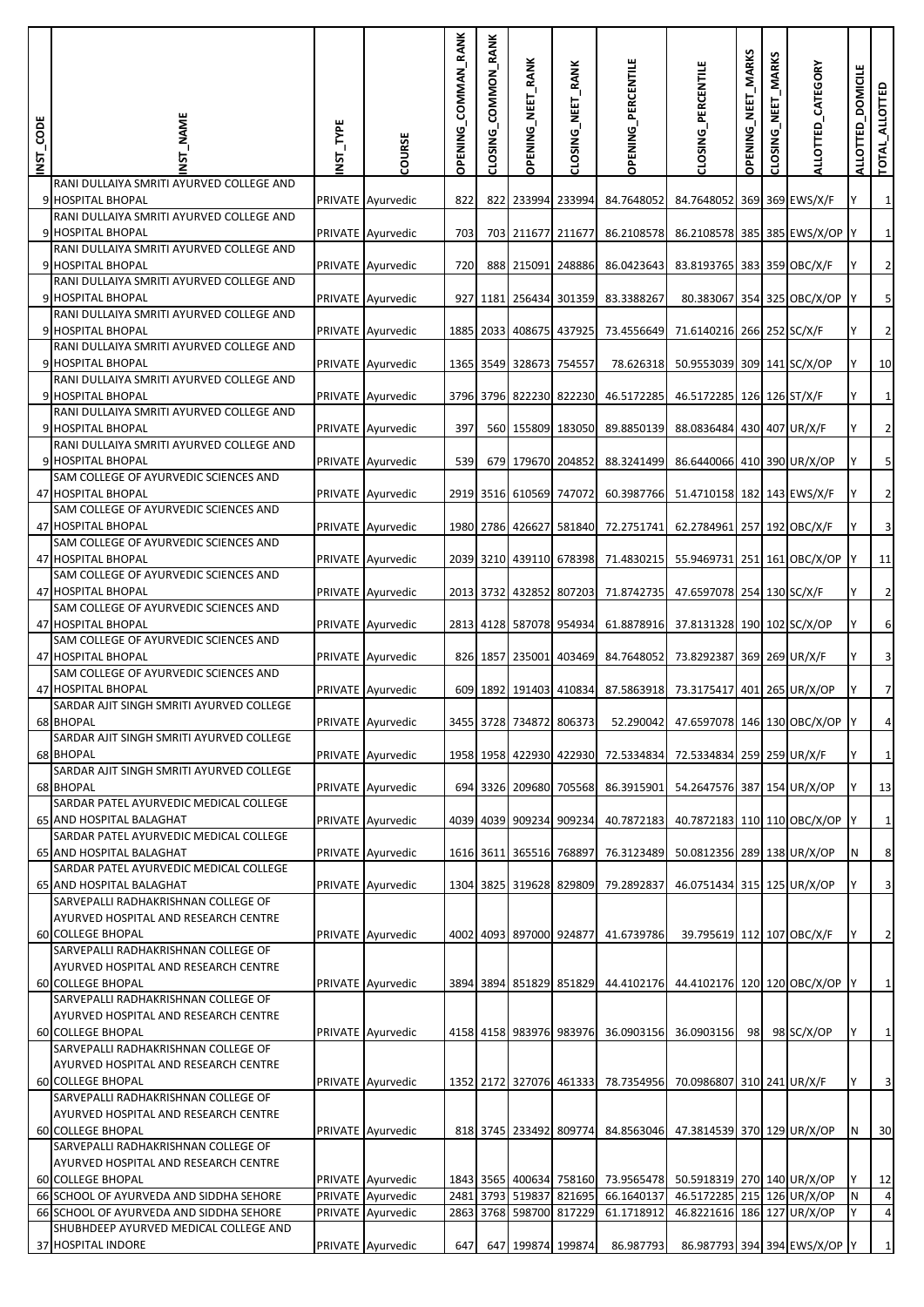| INST_CODE | INST_NAME | INST_TYPE | COURSE | OPENING_COMMAN_RANK | CLOSING_COMMON_RANK | OPENING_NEET_RANK | CLOSING_NEET_RANK | OPENING_PERCENTILE | CLOSING_PERCENTILE | OPENING_NEET_MARKS | CLOSING_NEET_MARKS | ALLOTTED_CATEGORY | ALLOTTED_DOMICILE | TOTAL_ALLOTTED |
|---|---|---|---|---|---|---|---|---|---|---|---|---|---|---|
| 9 | RANI DULLAIYA SMRITI AYURVED COLLEGE AND HOSPITAL BHOPAL | PRIVATE | Ayurvedic | 822 | 822 | 233994 | 233994 | 84.7648052 | 84.7648052 | 369 | 369 | EWS/X/F | Y | 1 |
| 9 | RANI DULLAIYA SMRITI AYURVED COLLEGE AND HOSPITAL BHOPAL | PRIVATE | Ayurvedic | 703 | 703 | 211677 | 211677 | 86.2108578 | 86.2108578 | 385 | 385 | EWS/X/OP | Y | 1 |
| 9 | RANI DULLAIYA SMRITI AYURVED COLLEGE AND HOSPITAL BHOPAL | PRIVATE | Ayurvedic | 720 | 888 | 215091 | 248886 | 86.0423643 | 83.8193765 | 383 | 359 | OBC/X/F | Y | 2 |
| 9 | RANI DULLAIYA SMRITI AYURVED COLLEGE AND HOSPITAL BHOPAL | PRIVATE | Ayurvedic | 927 | 1181 | 256434 | 301359 | 83.3388267 | 80.383067 | 354 | 325 | OBC/X/OP | Y | 5 |
| 9 | RANI DULLAIYA SMRITI AYURVED COLLEGE AND HOSPITAL BHOPAL | PRIVATE | Ayurvedic | 1885 | 2033 | 408675 | 437925 | 73.4556649 | 71.6140216 | 266 | 252 | SC/X/F | Y | 2 |
| 9 | RANI DULLAIYA SMRITI AYURVED COLLEGE AND HOSPITAL BHOPAL | PRIVATE | Ayurvedic | 1365 | 3549 | 328673 | 754557 | 78.626318 | 50.9553039 | 309 | 141 | SC/X/OP | Y | 10 |
| 9 | RANI DULLAIYA SMRITI AYURVED COLLEGE AND HOSPITAL BHOPAL | PRIVATE | Ayurvedic | 3796 | 3796 | 822230 | 822230 | 46.5172285 | 46.5172285 | 126 | 126 | ST/X/F | Y | 1 |
| 9 | RANI DULLAIYA SMRITI AYURVED COLLEGE AND HOSPITAL BHOPAL | PRIVATE | Ayurvedic | 397 | 560 | 155809 | 183050 | 89.8850139 | 88.0836484 | 430 | 407 | UR/X/F | Y | 2 |
| 9 | RANI DULLAIYA SMRITI AYURVED COLLEGE AND HOSPITAL BHOPAL | PRIVATE | Ayurvedic | 539 | 679 | 179670 | 204852 | 88.3241499 | 86.6440066 | 410 | 390 | UR/X/OP | Y | 5 |
| 47 | SAM COLLEGE OF AYURVEDIC SCIENCES AND HOSPITAL BHOPAL | PRIVATE | Ayurvedic | 2919 | 3516 | 610569 | 747072 | 60.3987766 | 51.4710158 | 182 | 143 | EWS/X/F | Y | 2 |
| 47 | SAM COLLEGE OF AYURVEDIC SCIENCES AND HOSPITAL BHOPAL | PRIVATE | Ayurvedic | 1980 | 2786 | 426627 | 581840 | 72.2751741 | 62.2784961 | 257 | 192 | OBC/X/F | Y | 3 |
| 47 | SAM COLLEGE OF AYURVEDIC SCIENCES AND HOSPITAL BHOPAL | PRIVATE | Ayurvedic | 2039 | 3210 | 439110 | 678398 | 71.4830215 | 55.9469731 | 251 | 161 | OBC/X/OP | Y | 11 |
| 47 | SAM COLLEGE OF AYURVEDIC SCIENCES AND HOSPITAL BHOPAL | PRIVATE | Ayurvedic | 2013 | 3732 | 432852 | 807203 | 71.8742735 | 47.6597078 | 254 | 130 | SC/X/F | Y | 2 |
| 47 | SAM COLLEGE OF AYURVEDIC SCIENCES AND HOSPITAL BHOPAL | PRIVATE | Ayurvedic | 2813 | 4128 | 587078 | 954934 | 61.8878916 | 37.8131328 | 190 | 102 | SC/X/OP | Y | 6 |
| 47 | SAM COLLEGE OF AYURVEDIC SCIENCES AND HOSPITAL BHOPAL | PRIVATE | Ayurvedic | 826 | 1857 | 235001 | 403469 | 84.7648052 | 73.8292387 | 369 | 269 | UR/X/F | Y | 3 |
| 47 | SAM COLLEGE OF AYURVEDIC SCIENCES AND HOSPITAL BHOPAL | PRIVATE | Ayurvedic | 609 | 1892 | 191403 | 410834 | 87.5863918 | 73.3175417 | 401 | 265 | UR/X/OP | Y | 7 |
| 68 | SARDAR AJIT SINGH SMRITI AYURVED COLLEGE BHOPAL | PRIVATE | Ayurvedic | 3455 | 3728 | 734872 | 806373 | 52.290042 | 47.6597078 | 146 | 130 | OBC/X/OP | Y | 4 |
| 68 | SARDAR AJIT SINGH SMRITI AYURVED COLLEGE BHOPAL | PRIVATE | Ayurvedic | 1958 | 1958 | 422930 | 422930 | 72.5334834 | 72.5334834 | 259 | 259 | UR/X/F | Y | 1 |
| 68 | SARDAR AJIT SINGH SMRITI AYURVED COLLEGE BHOPAL | PRIVATE | Ayurvedic | 694 | 3326 | 209680 | 705568 | 86.3915901 | 54.2647576 | 387 | 154 | UR/X/OP | Y | 13 |
| 65 | SARDAR PATEL AYURVEDIC MEDICAL COLLEGE AND HOSPITAL BALAGHAT | PRIVATE | Ayurvedic | 4039 | 4039 | 909234 | 909234 | 40.7872183 | 40.7872183 | 110 | 110 | OBC/X/OP | Y | 1 |
| 65 | SARDAR PATEL AYURVEDIC MEDICAL COLLEGE AND HOSPITAL BALAGHAT | PRIVATE | Ayurvedic | 1616 | 3611 | 365516 | 768897 | 76.3123489 | 50.0812356 | 289 | 138 | UR/X/OP | N | 8 |
| 65 | SARDAR PATEL AYURVEDIC MEDICAL COLLEGE AND HOSPITAL BALAGHAT | PRIVATE | Ayurvedic | 1304 | 3825 | 319628 | 829809 | 79.2892837 | 46.0751434 | 315 | 125 | UR/X/OP | Y | 3 |
| 60 | SARVEPALLI RADHAKRISHNAN COLLEGE OF AYURVED HOSPITAL AND RESEARCH CENTRE COLLEGE BHOPAL | PRIVATE | Ayurvedic | 4002 | 4093 | 897000 | 924877 | 41.6739786 | 39.795619 | 112 | 107 | OBC/X/F | Y | 2 |
| 60 | SARVEPALLI RADHAKRISHNAN COLLEGE OF AYURVED HOSPITAL AND RESEARCH CENTRE COLLEGE BHOPAL | PRIVATE | Ayurvedic | 3894 | 3894 | 851829 | 851829 | 44.4102176 | 44.4102176 | 120 | 120 | OBC/X/OP | Y | 1 |
| 60 | SARVEPALLI RADHAKRISHNAN COLLEGE OF AYURVED HOSPITAL AND RESEARCH CENTRE COLLEGE BHOPAL | PRIVATE | Ayurvedic | 4158 | 4158 | 983976 | 983976 | 36.0903156 | 36.0903156 | 98 | 98 | SC/X/OP | Y | 1 |
| 60 | SARVEPALLI RADHAKRISHNAN COLLEGE OF AYURVED HOSPITAL AND RESEARCH CENTRE COLLEGE BHOPAL | PRIVATE | Ayurvedic | 1352 | 2172 | 327076 | 461333 | 78.7354956 | 70.0986807 | 310 | 241 | UR/X/F | Y | 3 |
| 60 | SARVEPALLI RADHAKRISHNAN COLLEGE OF AYURVED HOSPITAL AND RESEARCH CENTRE COLLEGE BHOPAL | PRIVATE | Ayurvedic | 818 | 3745 | 233492 | 809774 | 84.8563046 | 47.3814539 | 370 | 129 | UR/X/OP | N | 30 |
| 60 | SARVEPALLI RADHAKRISHNAN COLLEGE OF AYURVED HOSPITAL AND RESEARCH CENTRE COLLEGE BHOPAL | PRIVATE | Ayurvedic | 1843 | 3565 | 400634 | 758160 | 73.9565478 | 50.5918319 | 270 | 140 | UR/X/OP | Y | 12 |
| 66 | SCHOOL OF AYURVEDA AND SIDDHA SEHORE | PRIVATE | Ayurvedic | 2481 | 3793 | 519837 | 821695 | 66.1640137 | 46.5172285 | 215 | 126 | UR/X/OP | N | 4 |
| 66 | SCHOOL OF AYURVEDA AND SIDDHA SEHORE | PRIVATE | Ayurvedic | 2863 | 3768 | 598700 | 817229 | 61.1718912 | 46.8221616 | 186 | 127 | UR/X/OP | Y | 4 |
| 37 | SHUBHDEEP AYURVED MEDICAL COLLEGE AND HOSPITAL INDORE | PRIVATE | Ayurvedic | 647 | 647 | 199874 | 199874 | 86.987793 | 86.987793 | 394 | 394 | EWS/X/OP | Y | 1 |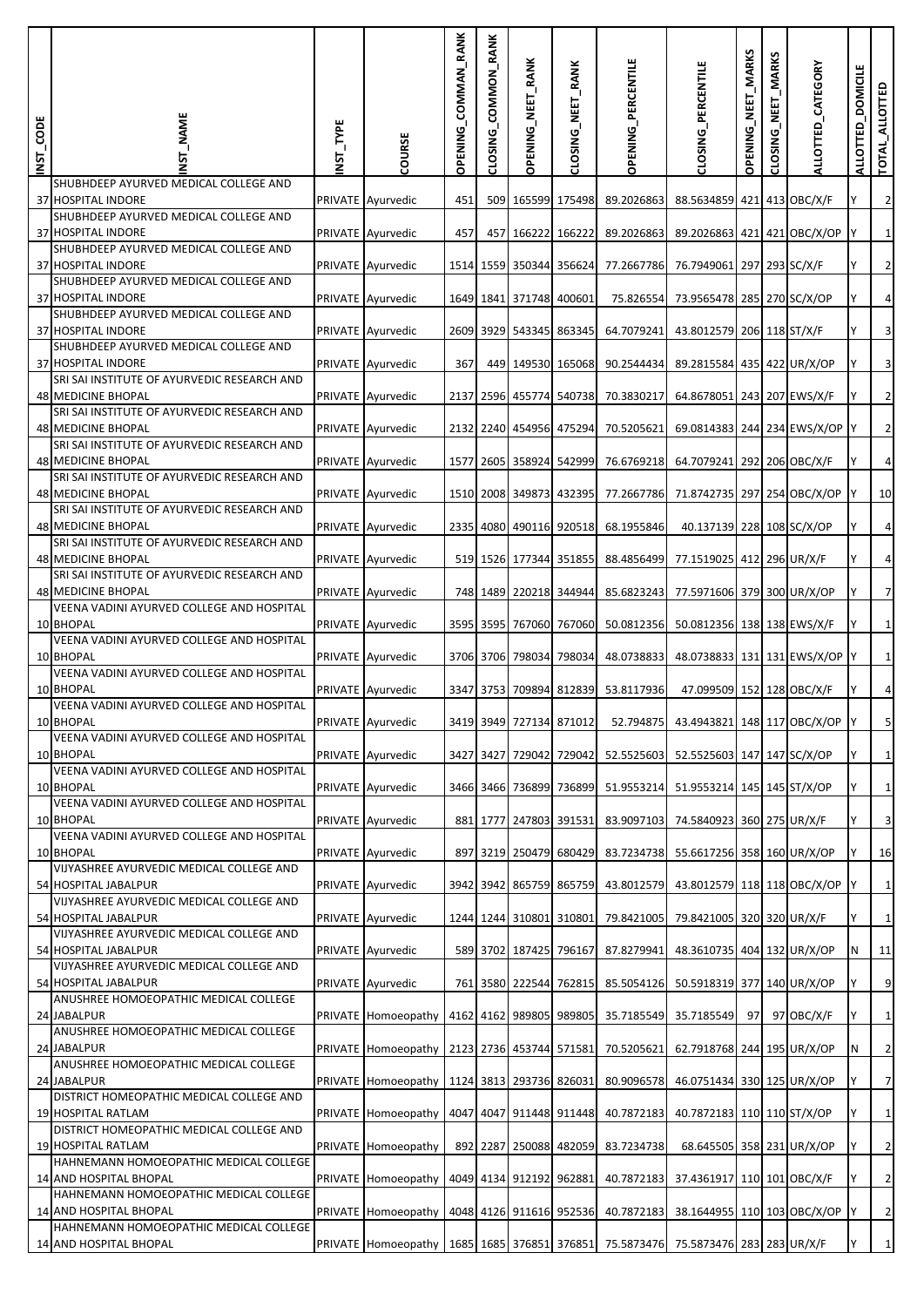| INST_CODE | INST_NAME | INST_TYPE | COURSE | OPENING_COMMAN_RANK | CLOSING_COMMON_RANK | OPENING_NEET_RANK | CLOSING_NEET_RANK | OPENING_PERCENTILE | CLOSING_PERCENTILE | OPENING_NEET_MARKS | CLOSING_NEET_MARKS | ALLOTTED_CATEGORY | ALLOTTED_DOMICILE | TOTAL_ALLOTTED |
|---|---|---|---|---|---|---|---|---|---|---|---|---|---|---|
| 37 | SHUBHDEEP AYURVED MEDICAL COLLEGE AND HOSPITAL INDORE | PRIVATE | Ayurvedic | 451 | 509 | 165599 | 175498 | 89.2026863 | 88.5634859 | 421 | 413 | OBC/X/F | Y | 2 |
| 37 | SHUBHDEEP AYURVED MEDICAL COLLEGE AND HOSPITAL INDORE | PRIVATE | Ayurvedic | 457 | 457 | 166222 | 166222 | 89.2026863 | 89.2026863 | 421 | 421 | OBC/X/OP | Y | 1 |
| 37 | SHUBHDEEP AYURVED MEDICAL COLLEGE AND HOSPITAL INDORE | PRIVATE | Ayurvedic | 1514 | 1559 | 350344 | 356624 | 77.2667786 | 76.7949061 | 297 | 293 | SC/X/F | Y | 2 |
| 37 | SHUBHDEEP AYURVED MEDICAL COLLEGE AND HOSPITAL INDORE | PRIVATE | Ayurvedic | 1649 | 1841 | 371748 | 400601 | 75.826554 | 73.9565478 | 285 | 270 | SC/X/OP | Y | 4 |
| 37 | SHUBHDEEP AYURVED MEDICAL COLLEGE AND HOSPITAL INDORE | PRIVATE | Ayurvedic | 2609 | 3929 | 543345 | 863345 | 64.7079241 | 43.8012579 | 206 | 118 | ST/X/F | Y | 3 |
| 37 | SHUBHDEEP AYURVED MEDICAL COLLEGE AND HOSPITAL INDORE | PRIVATE | Ayurvedic | 367 | 449 | 149530 | 165068 | 90.2544434 | 89.2815584 | 435 | 422 | UR/X/OP | Y | 3 |
| 48 | SRI SAI INSTITUTE OF AYURVEDIC RESEARCH AND MEDICINE BHOPAL | PRIVATE | Ayurvedic | 2137 | 2596 | 455774 | 540738 | 70.3830217 | 64.8678051 | 243 | 207 | EWS/X/F | Y | 2 |
| 48 | SRI SAI INSTITUTE OF AYURVEDIC RESEARCH AND MEDICINE BHOPAL | PRIVATE | Ayurvedic | 2132 | 2240 | 454956 | 475294 | 70.5205621 | 69.0814383 | 244 | 234 | EWS/X/OP | Y | 2 |
| 48 | SRI SAI INSTITUTE OF AYURVEDIC RESEARCH AND MEDICINE BHOPAL | PRIVATE | Ayurvedic | 1577 | 2605 | 358924 | 542999 | 76.6769218 | 64.7079241 | 292 | 206 | OBC/X/F | Y | 4 |
| 48 | SRI SAI INSTITUTE OF AYURVEDIC RESEARCH AND MEDICINE BHOPAL | PRIVATE | Ayurvedic | 1510 | 2008 | 349873 | 432395 | 77.2667786 | 71.8742735 | 297 | 254 | OBC/X/OP | Y | 10 |
| 48 | SRI SAI INSTITUTE OF AYURVEDIC RESEARCH AND MEDICINE BHOPAL | PRIVATE | Ayurvedic | 2335 | 4080 | 490116 | 920518 | 68.1955846 | 40.137139 | 228 | 108 | SC/X/OP | Y | 4 |
| 48 | SRI SAI INSTITUTE OF AYURVEDIC RESEARCH AND MEDICINE BHOPAL | PRIVATE | Ayurvedic | 519 | 1526 | 177344 | 351855 | 88.4856499 | 77.1519025 | 412 | 296 | UR/X/F | Y | 4 |
| 48 | SRI SAI INSTITUTE OF AYURVEDIC RESEARCH AND MEDICINE BHOPAL | PRIVATE | Ayurvedic | 748 | 1489 | 220218 | 344944 | 85.6823243 | 77.5971606 | 379 | 300 | UR/X/OP | Y | 7 |
| 10 | VEENA VADINI AYURVED COLLEGE AND HOSPITAL BHOPAL | PRIVATE | Ayurvedic | 3595 | 3595 | 767060 | 767060 | 50.0812356 | 50.0812356 | 138 | 138 | EWS/X/F | Y | 1 |
| 10 | VEENA VADINI AYURVED COLLEGE AND HOSPITAL BHOPAL | PRIVATE | Ayurvedic | 3706 | 3706 | 798034 | 798034 | 48.0738833 | 48.0738833 | 131 | 131 | EWS/X/OP | Y | 1 |
| 10 | VEENA VADINI AYURVED COLLEGE AND HOSPITAL BHOPAL | PRIVATE | Ayurvedic | 3347 | 3753 | 709894 | 812839 | 53.8117936 | 47.099509 | 152 | 128 | OBC/X/F | Y | 4 |
| 10 | VEENA VADINI AYURVED COLLEGE AND HOSPITAL BHOPAL | PRIVATE | Ayurvedic | 3419 | 3949 | 727134 | 871012 | 52.794875 | 43.4943821 | 148 | 117 | OBC/X/OP | Y | 5 |
| 10 | VEENA VADINI AYURVED COLLEGE AND HOSPITAL BHOPAL | PRIVATE | Ayurvedic | 3427 | 3427 | 729042 | 729042 | 52.5525603 | 52.5525603 | 147 | 147 | SC/X/OP | Y | 1 |
| 10 | VEENA VADINI AYURVED COLLEGE AND HOSPITAL BHOPAL | PRIVATE | Ayurvedic | 3466 | 3466 | 736899 | 736899 | 51.9553214 | 51.9553214 | 145 | 145 | ST/X/OP | Y | 1 |
| 10 | VEENA VADINI AYURVED COLLEGE AND HOSPITAL BHOPAL | PRIVATE | Ayurvedic | 881 | 1777 | 247803 | 391531 | 83.9097103 | 74.5840923 | 360 | 275 | UR/X/F | Y | 3 |
| 10 | VEENA VADINI AYURVED COLLEGE AND HOSPITAL BHOPAL | PRIVATE | Ayurvedic | 897 | 3219 | 250479 | 680429 | 83.7234738 | 55.6617256 | 358 | 160 | UR/X/OP | Y | 16 |
| 54 | VIJYASHREE AYURVEDIC MEDICAL COLLEGE AND HOSPITAL JABALPUR | PRIVATE | Ayurvedic | 3942 | 3942 | 865759 | 865759 | 43.8012579 | 43.8012579 | 118 | 118 | OBC/X/OP | Y | 1 |
| 54 | VIJYASHREE AYURVEDIC MEDICAL COLLEGE AND HOSPITAL JABALPUR | PRIVATE | Ayurvedic | 1244 | 1244 | 310801 | 310801 | 79.8421005 | 79.8421005 | 320 | 320 | UR/X/F | Y | 1 |
| 54 | VIJYASHREE AYURVEDIC MEDICAL COLLEGE AND HOSPITAL JABALPUR | PRIVATE | Ayurvedic | 589 | 3702 | 187425 | 796167 | 87.8279941 | 48.3610735 | 404 | 132 | UR/X/OP | N | 11 |
| 54 | VIJYASHREE AYURVEDIC MEDICAL COLLEGE AND HOSPITAL JABALPUR | PRIVATE | Ayurvedic | 761 | 3580 | 222544 | 762815 | 85.5054126 | 50.5918319 | 377 | 140 | UR/X/OP | Y | 9 |
| 24 | ANUSHREE HOMOEOPATHIC MEDICAL COLLEGE JABALPUR | PRIVATE | Homoeopathy | 4162 | 4162 | 989805 | 989805 | 35.7185549 | 35.7185549 | 97 | 97 | OBC/X/F | Y | 1 |
| 24 | ANUSHREE HOMOEOPATHIC MEDICAL COLLEGE JABALPUR | PRIVATE | Homoeopathy | 2123 | 2736 | 453744 | 571581 | 70.5205621 | 62.7918768 | 244 | 195 | UR/X/OP | N | 2 |
| 24 | ANUSHREE HOMOEOPATHIC MEDICAL COLLEGE JABALPUR | PRIVATE | Homoeopathy | 1124 | 3813 | 293736 | 826031 | 80.9096578 | 46.0751434 | 330 | 125 | UR/X/OP | Y | 7 |
| 19 | DISTRICT HOMEOPATHIC MEDICAL COLLEGE AND HOSPITAL RATLAM | PRIVATE | Homoeopathy | 4047 | 4047 | 911448 | 911448 | 40.7872183 | 40.7872183 | 110 | 110 | ST/X/OP | Y | 1 |
| 19 | DISTRICT HOMEOPATHIC MEDICAL COLLEGE AND HOSPITAL RATLAM | PRIVATE | Homoeopathy | 892 | 2287 | 250088 | 482059 | 83.7234738 | 68.645505 | 358 | 231 | UR/X/OP | Y | 2 |
| 14 | HAHNEMANN HOMOEOPATHIC MEDICAL COLLEGE AND HOSPITAL BHOPAL | PRIVATE | Homoeopathy | 4049 | 4134 | 912192 | 962881 | 40.7872183 | 37.4361917 | 110 | 101 | OBC/X/F | Y | 2 |
| 14 | HAHNEMANN HOMOEOPATHIC MEDICAL COLLEGE AND HOSPITAL BHOPAL | PRIVATE | Homoeopathy | 4048 | 4126 | 911616 | 952536 | 40.7872183 | 38.1644955 | 110 | 103 | OBC/X/OP | Y | 2 |
| 14 | HAHNEMANN HOMOEOPATHIC MEDICAL COLLEGE AND HOSPITAL BHOPAL | PRIVATE | Homoeopathy | 1685 | 1685 | 376851 | 376851 | 75.5873476 | 75.5873476 | 283 | 283 | UR/X/F | Y | 1 |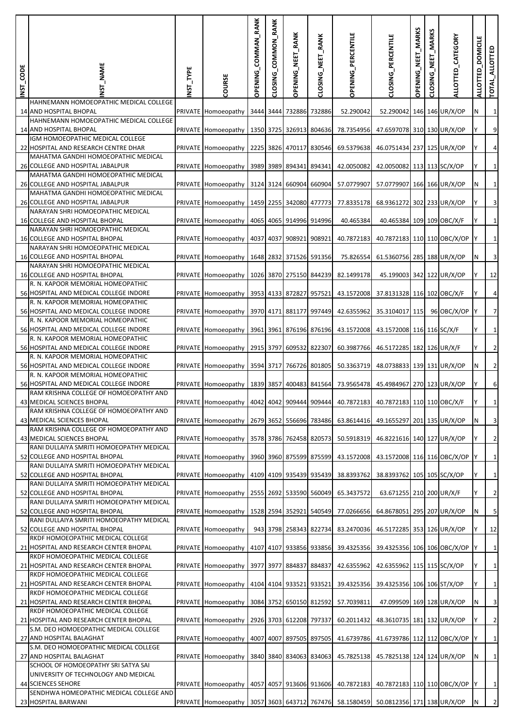| INST_CODE | INST_NAME | INST_TYPE | COURSE | OPENING_COMMAN_RANK | CLOSING_COMMON_RANK | OPENING_NEET_RANK | CLOSING_NEET_RANK | OPENING_PERCENTILE | CLOSING_PERCENTILE | OPENING_NEET_MARKS | CLOSING_NEET_MARKS | ALLOTTED_CATEGORY | ALLOTTED_DOMICILE | TOTAL_ALLOTTED |
|---|---|---|---|---|---|---|---|---|---|---|---|---|---|---|
| 14 | HAHNEMANN HOMOEOPATHIC MEDICAL COLLEGE AND HOSPITAL BHOPAL | PRIVATE | Homoeopathy | 3444 | 3444 | 732886 | 732886 | 52.290042 | 52.290042 | 146 | 146 | UR/X/OP | N | 1 |
| 14 | HAHNEMANN HOMOEOPATHIC MEDICAL COLLEGE AND HOSPITAL BHOPAL | PRIVATE | Homoeopathy | 1350 | 3725 | 326913 | 804636 | 78.7354956 | 47.6597078 | 310 | 130 | UR/X/OP | Y | 9 |
| 22 | IGM HOMOEOPATHIC MEDICAL COLLEGE HOSPITAL AND RESEARCH CENTRE DHAR | PRIVATE | Homoeopathy | 2225 | 3826 | 470117 | 830546 | 69.5379638 | 46.0751434 | 237 | 125 | UR/X/OP | Y | 4 |
| 26 | MAHATMA GANDHI HOMOEOPATHIC MEDICAL COLLEGE AND HOSPITAL JABALPUR | PRIVATE | Homoeopathy | 3989 | 3989 | 894341 | 894341 | 42.0050082 | 42.0050082 | 113 | 113 | SC/X/OP | Y | 1 |
| 26 | MAHATMA GANDHI HOMOEOPATHIC MEDICAL COLLEGE AND HOSPITAL JABALPUR | PRIVATE | Homoeopathy | 3124 | 3124 | 660904 | 660904 | 57.0779907 | 57.0779907 | 166 | 166 | UR/X/OP | N | 1 |
| 26 | MAHATMA GANDHI HOMOEOPATHIC MEDICAL COLLEGE AND HOSPITAL JABALPUR | PRIVATE | Homoeopathy | 1459 | 2255 | 342080 | 477773 | 77.8335178 | 68.9361272 | 302 | 233 | UR/X/OP | Y | 3 |
| 16 | NARAYAN SHRI HOMOEOPATHIC MEDICAL COLLEGE AND HOSPITAL BHOPAL | PRIVATE | Homoeopathy | 4065 | 4065 | 914996 | 914996 | 40.465384 | 40.465384 | 109 | 109 | OBC/X/F | Y | 1 |
| 16 | NARAYAN SHRI HOMOEOPATHIC MEDICAL COLLEGE AND HOSPITAL BHOPAL | PRIVATE | Homoeopathy | 4037 | 4037 | 908921 | 908921 | 40.7872183 | 40.7872183 | 110 | 110 | OBC/X/OP | Y | 1 |
| 16 | NARAYAN SHRI HOMOEOPATHIC MEDICAL COLLEGE AND HOSPITAL BHOPAL | PRIVATE | Homoeopathy | 1648 | 2832 | 371526 | 591356 | 75.826554 | 61.5360756 | 285 | 188 | UR/X/OP | N | 3 |
| 16 | NARAYAN SHRI HOMOEOPATHIC MEDICAL COLLEGE AND HOSPITAL BHOPAL | PRIVATE | Homoeopathy | 1026 | 3870 | 275150 | 844239 | 82.1499178 | 45.199003 | 342 | 122 | UR/X/OP | Y | 12 |
| 56 | R. N. KAPOOR MEMORIAL HOMEOPATHIC HOSPITAL AND MEDICAL COLLEGE INDORE | PRIVATE | Homoeopathy | 3953 | 4133 | 872827 | 957521 | 43.1572008 | 37.8131328 | 116 | 102 | OBC/X/F | Y | 4 |
| 56 | R. N. KAPOOR MEMORIAL HOMEOPATHIC HOSPITAL AND MEDICAL COLLEGE INDORE | PRIVATE | Homoeopathy | 3970 | 4171 | 881177 | 997449 | 42.6355962 | 35.3104017 | 115 | 96 | OBC/X/OP | Y | 7 |
| 56 | R. N. KAPOOR MEMORIAL HOMEOPATHIC HOSPITAL AND MEDICAL COLLEGE INDORE | PRIVATE | Homoeopathy | 3961 | 3961 | 876196 | 876196 | 43.1572008 | 43.1572008 | 116 | 116 | SC/X/F | Y | 1 |
| 56 | R. N. KAPOOR MEMORIAL HOMEOPATHIC HOSPITAL AND MEDICAL COLLEGE INDORE | PRIVATE | Homoeopathy | 2915 | 3797 | 609532 | 822307 | 60.3987766 | 46.5172285 | 182 | 126 | UR/X/F | Y | 2 |
| 56 | R. N. KAPOOR MEMORIAL HOMEOPATHIC HOSPITAL AND MEDICAL COLLEGE INDORE | PRIVATE | Homoeopathy | 3594 | 3717 | 766726 | 801805 | 50.3363719 | 48.0738833 | 139 | 131 | UR/X/OP | N | 2 |
| 56 | R. N. KAPOOR MEMORIAL HOMEOPATHIC HOSPITAL AND MEDICAL COLLEGE INDORE | PRIVATE | Homoeopathy | 1839 | 3857 | 400483 | 841564 | 73.9565478 | 45.4984967 | 270 | 123 | UR/X/OP | Y | 6 |
| 43 | RAM KRISHNA COLLEGE OF HOMOEOPATHY AND MEDICAL SCIENCES BHOPAL | PRIVATE | Homoeopathy | 4042 | 4042 | 909444 | 909444 | 40.7872183 | 40.7872183 | 110 | 110 | OBC/X/F | Y | 1 |
| 43 | RAM KRISHNA COLLEGE OF HOMOEOPATHY AND MEDICAL SCIENCES BHOPAL | PRIVATE | Homoeopathy | 2679 | 3652 | 556696 | 783486 | 63.8614416 | 49.1655297 | 201 | 135 | UR/X/OP | N | 3 |
| 43 | RAM KRISHNA COLLEGE OF HOMOEOPATHY AND MEDICAL SCIENCES BHOPAL | PRIVATE | Homoeopathy | 3578 | 3786 | 762458 | 820573 | 50.5918319 | 46.8221616 | 140 | 127 | UR/X/OP | Y | 2 |
| 52 | RANI DULLAIYA SMRITI HOMOEOPATHY MEDICAL COLLEGE AND HOSPITAL BHOPAL | PRIVATE | Homoeopathy | 3960 | 3960 | 875599 | 875599 | 43.1572008 | 43.1572008 | 116 | 116 | OBC/X/OP | Y | 1 |
| 52 | RANI DULLAIYA SMRITI HOMOEOPATHY MEDICAL COLLEGE AND HOSPITAL BHOPAL | PRIVATE | Homoeopathy | 4109 | 4109 | 935439 | 935439 | 38.8393762 | 38.8393762 | 105 | 105 | SC/X/OP | Y | 1 |
| 52 | RANI DULLAIYA SMRITI HOMOEOPATHY MEDICAL COLLEGE AND HOSPITAL BHOPAL | PRIVATE | Homoeopathy | 2555 | 2692 | 533590 | 560049 | 65.3437572 | 63.671255 | 210 | 200 | UR/X/F | Y | 2 |
| 52 | RANI DULLAIYA SMRITI HOMOEOPATHY MEDICAL COLLEGE AND HOSPITAL BHOPAL | PRIVATE | Homoeopathy | 1528 | 2594 | 352921 | 540549 | 77.0266656 | 64.8678051 | 295 | 207 | UR/X/OP | N | 5 |
| 52 | RANI DULLAIYA SMRITI HOMOEOPATHY MEDICAL COLLEGE AND HOSPITAL BHOPAL | PRIVATE | Homoeopathy | 943 | 3798 | 258343 | 822734 | 83.2470036 | 46.5172285 | 353 | 126 | UR/X/OP | Y | 12 |
| 21 | RKDF HOMOEOPATHIC MEDICAL COLLEGE HOSPITAL AND RESEARCH CENTER BHOPAL | PRIVATE | Homoeopathy | 4107 | 4107 | 933856 | 933856 | 39.4325356 | 39.4325356 | 106 | 106 | OBC/X/OP | Y | 1 |
| 21 | RKDF HOMOEOPATHIC MEDICAL COLLEGE HOSPITAL AND RESEARCH CENTER BHOPAL | PRIVATE | Homoeopathy | 3977 | 3977 | 884837 | 884837 | 42.6355962 | 42.6355962 | 115 | 115 | SC/X/OP | Y | 1 |
| 21 | RKDF HOMOEOPATHIC MEDICAL COLLEGE HOSPITAL AND RESEARCH CENTER BHOPAL | PRIVATE | Homoeopathy | 4104 | 4104 | 933521 | 933521 | 39.4325356 | 39.4325356 | 106 | 106 | ST/X/OP | Y | 1 |
| 21 | RKDF HOMOEOPATHIC MEDICAL COLLEGE HOSPITAL AND RESEARCH CENTER BHOPAL | PRIVATE | Homoeopathy | 3084 | 3752 | 650150 | 812592 | 57.7039811 | 47.099509 | 169 | 128 | UR/X/OP | N | 3 |
| 21 | RKDF HOMOEOPATHIC MEDICAL COLLEGE HOSPITAL AND RESEARCH CENTER BHOPAL | PRIVATE | Homoeopathy | 2926 | 3703 | 612208 | 797337 | 60.2011432 | 48.3610735 | 181 | 132 | UR/X/OP | Y | 2 |
| 27 | S.M. DEO HOMOEOPATHIC MEDICAL COLLEGE AND HOSPITAL BALAGHAT | PRIVATE | Homoeopathy | 4007 | 4007 | 897505 | 897505 | 41.6739786 | 41.6739786 | 112 | 112 | OBC/X/OP | Y | 1 |
| 27 | S.M. DEO HOMOEOPATHIC MEDICAL COLLEGE AND HOSPITAL BALAGHAT | PRIVATE | Homoeopathy | 3840 | 3840 | 834063 | 834063 | 45.7825138 | 45.7825138 | 124 | 124 | UR/X/OP | N | 1 |
| 44 | SCHOOL OF HOMOEOPATHY SRI SATYA SAI UNIVERSITY OF TECHNOLOGY AND MEDICAL SCIENCES SEHORE | PRIVATE | Homoeopathy | 4057 | 4057 | 913606 | 913606 | 40.7872183 | 40.7872183 | 110 | 110 | OBC/X/OP | Y | 1 |
| 23 | SENDHWA HOMEOPATHIC MEDICAL COLLEGE AND HOSPITAL BARWANI | PRIVATE | Homoeopathy | 3057 | 3603 | 643712 | 767476 | 58.1580459 | 50.0812356 | 171 | 138 | UR/X/OP | N | 2 |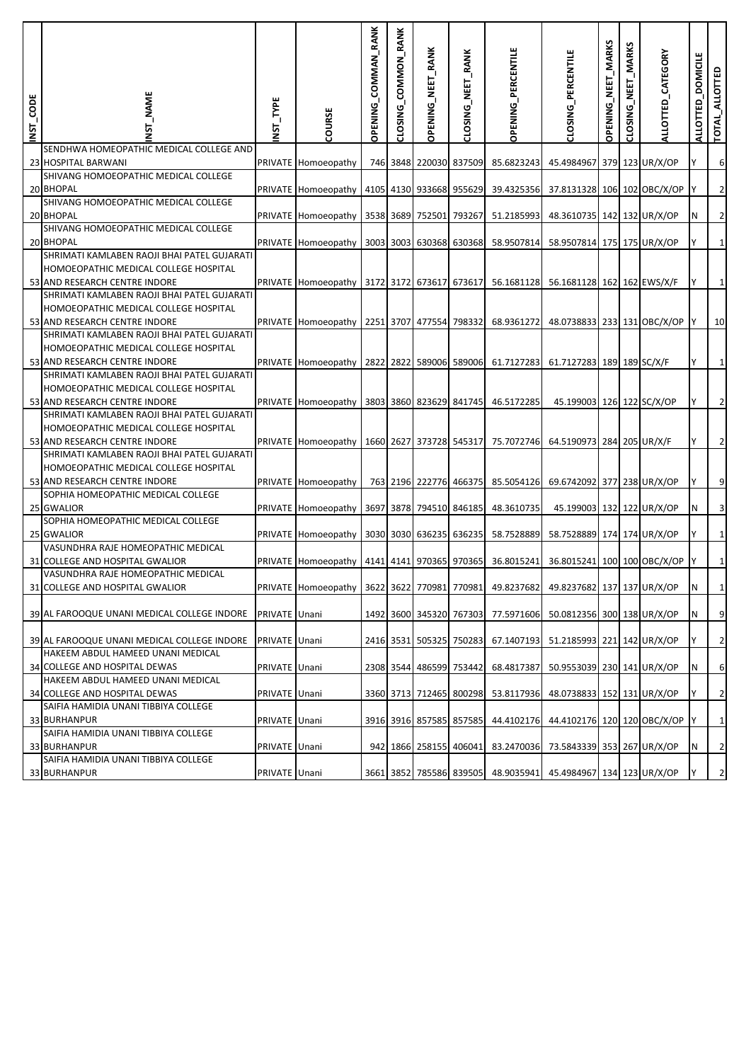| INST_CODE | INST_NAME | INST_TYPE | COURSE | OPENING_COMMAN_RANK | CLOSING_COMMON_RANK | OPENING_NEET_RANK | CLOSING_NEET_RANK | OPENING_PERCENTILE | CLOSING_PERCENTILE | OPENING_NEET_MARKS | CLOSING_NEET_MARKS | ALLOTTED_CATEGORY | ALLOTTED_DOMICILE | TOTAL_ALLOTTED |
|---|---|---|---|---|---|---|---|---|---|---|---|---|---|---|
| 23 | SENDHWA HOMEOPATHIC MEDICAL COLLEGE AND HOSPITAL BARWANI | PRIVATE | Homoeopathy | 746 | 3848 | 220030 | 837509 | 85.6823243 | 45.4984967 | 379 | 123 | UR/X/OP | Y | 6 |
| 20 | SHIVANG HOMOEOPATHIC MEDICAL COLLEGE BHOPAL | PRIVATE | Homoeopathy | 4105 | 4130 | 933668 | 955629 | 39.4325356 | 37.8131328 | 106 | 102 | OBC/X/OP | Y | 2 |
| 20 | SHIVANG HOMOEOPATHIC MEDICAL COLLEGE BHOPAL | PRIVATE | Homoeopathy | 3538 | 3689 | 752501 | 793267 | 51.2185993 | 48.3610735 | 142 | 132 | UR/X/OP | N | 2 |
| 20 | SHIVANG HOMOEOPATHIC MEDICAL COLLEGE BHOPAL | PRIVATE | Homoeopathy | 3003 | 3003 | 630368 | 630368 | 58.9507814 | 58.9507814 | 175 | 175 | UR/X/OP | Y | 1 |
| 53 | SHRIMATI KAMLABEN RAOJI BHAI PATEL GUJARATI HOMOEOPATHIC MEDICAL COLLEGE HOSPITAL AND RESEARCH CENTRE INDORE | PRIVATE | Homoeopathy | 3172 | 3172 | 673617 | 673617 | 56.1681128 | 56.1681128 | 162 | 162 | EWS/X/F | Y | 1 |
| 53 | SHRIMATI KAMLABEN RAOJI BHAI PATEL GUJARATI HOMOEOPATHIC MEDICAL COLLEGE HOSPITAL AND RESEARCH CENTRE INDORE | PRIVATE | Homoeopathy | 2251 | 3707 | 477554 | 798332 | 68.9361272 | 48.0738833 | 233 | 131 | OBC/X/OP | Y | 10 |
| 53 | SHRIMATI KAMLABEN RAOJI BHAI PATEL GUJARATI HOMOEOPATHIC MEDICAL COLLEGE HOSPITAL AND RESEARCH CENTRE INDORE | PRIVATE | Homoeopathy | 2822 | 2822 | 589006 | 589006 | 61.7127283 | 61.7127283 | 189 | 189 | SC/X/F | Y | 1 |
| 53 | SHRIMATI KAMLABEN RAOJI BHAI PATEL GUJARATI HOMOEOPATHIC MEDICAL COLLEGE HOSPITAL AND RESEARCH CENTRE INDORE | PRIVATE | Homoeopathy | 3803 | 3860 | 823629 | 841745 | 46.5172285 | 45.199003 | 126 | 122 | SC/X/OP | Y | 2 |
| 53 | SHRIMATI KAMLABEN RAOJI BHAI PATEL GUJARATI HOMOEOPATHIC MEDICAL COLLEGE HOSPITAL AND RESEARCH CENTRE INDORE | PRIVATE | Homoeopathy | 1660 | 2627 | 373728 | 545317 | 75.7072746 | 64.5190973 | 284 | 205 | UR/X/F | Y | 2 |
| 53 | SHRIMATI KAMLABEN RAOJI BHAI PATEL GUJARATI HOMOEOPATHIC MEDICAL COLLEGE HOSPITAL AND RESEARCH CENTRE INDORE | PRIVATE | Homoeopathy | 763 | 2196 | 222776 | 466375 | 85.5054126 | 69.6742092 | 377 | 238 | UR/X/OP | Y | 9 |
| 25 | SOPHIA HOMEOPATHIC MEDICAL COLLEGE GWALIOR | PRIVATE | Homoeopathy | 3697 | 3878 | 794510 | 846185 | 48.3610735 | 45.199003 | 132 | 122 | UR/X/OP | N | 3 |
| 25 | SOPHIA HOMEOPATHIC MEDICAL COLLEGE GWALIOR | PRIVATE | Homoeopathy | 3030 | 3030 | 636235 | 636235 | 58.7528889 | 58.7528889 | 174 | 174 | UR/X/OP | Y | 1 |
| 31 | VASUNDHRA RAJE HOMEOPATHIC MEDICAL COLLEGE AND HOSPITAL GWALIOR | PRIVATE | Homoeopathy | 4141 | 4141 | 970365 | 970365 | 36.8015241 | 36.8015241 | 100 | 100 | OBC/X/OP | Y | 1 |
| 31 | VASUNDHRA RAJE HOMEOPATHIC MEDICAL COLLEGE AND HOSPITAL GWALIOR | PRIVATE | Homoeopathy | 3622 | 3622 | 770981 | 770981 | 49.8237682 | 49.8237682 | 137 | 137 | UR/X/OP | N | 1 |
| 39 | AL FAROOQUE UNANI MEDICAL COLLEGE INDORE | PRIVATE | Unani | 1492 | 3600 | 345320 | 767303 | 77.5971606 | 50.0812356 | 300 | 138 | UR/X/OP | N | 9 |
| 39 | AL FAROOQUE UNANI MEDICAL COLLEGE INDORE | PRIVATE | Unani | 2416 | 3531 | 505325 | 750283 | 67.1407193 | 51.2185993 | 221 | 142 | UR/X/OP | Y | 2 |
| 34 | HAKEEM ABDUL HAMEED UNANI MEDICAL COLLEGE AND HOSPITAL DEWAS | PRIVATE | Unani | 2308 | 3544 | 486599 | 753442 | 68.4817387 | 50.9553039 | 230 | 141 | UR/X/OP | N | 6 |
| 34 | HAKEEM ABDUL HAMEED UNANI MEDICAL COLLEGE AND HOSPITAL DEWAS | PRIVATE | Unani | 3360 | 3713 | 712465 | 800298 | 53.8117936 | 48.0738833 | 152 | 131 | UR/X/OP | Y | 2 |
| 33 | SAIFIA HAMIDIA UNANI TIBBIYA COLLEGE BURHANPUR | PRIVATE | Unani | 3916 | 3916 | 857585 | 857585 | 44.4102176 | 44.4102176 | 120 | 120 | OBC/X/OP | Y | 1 |
| 33 | SAIFIA HAMIDIA UNANI TIBBIYA COLLEGE BURHANPUR | PRIVATE | Unani | 942 | 1866 | 258155 | 406041 | 83.2470036 | 73.5843339 | 353 | 267 | UR/X/OP | N | 2 |
| 33 | SAIFIA HAMIDIA UNANI TIBBIYA COLLEGE BURHANPUR | PRIVATE | Unani | 3661 | 3852 | 785586 | 839505 | 48.9035941 | 45.4984967 | 134 | 123 | UR/X/OP | Y | 2 |